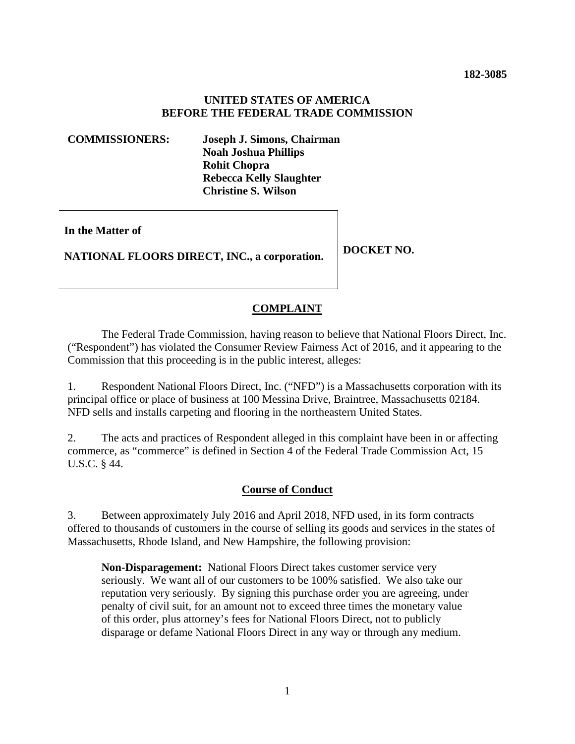**182-3085**

**UNITED STATES OF AMERICA**
**BEFORE THE FEDERAL TRADE COMMISSION**

**COMMISSIONERS:** **Joseph J. Simons, Chairman**
**Noah Joshua Phillips**
**Rohit Chopra**
**Rebecca Kelly Slaughter**
**Christine S. Wilson**

| | |
|---|---|
| **In the Matter of**<br><br>**NATIONAL FLOORS DIRECT, INC., a corporation.** | **DOCKET NO.** |

## COMPLAINT

The Federal Trade Commission, having reason to believe that National Floors Direct, Inc. ("Respondent") has violated the Consumer Review Fairness Act of 2016, and it appearing to the Commission that this proceeding is in the public interest, alleges:

1. Respondent National Floors Direct, Inc. ("NFD") is a Massachusetts corporation with its principal office or place of business at 100 Messina Drive, Braintree, Massachusetts 02184. NFD sells and installs carpeting and flooring in the northeastern United States.

2. The acts and practices of Respondent alleged in this complaint have been in or affecting commerce, as "commerce" is defined in Section 4 of the Federal Trade Commission Act, 15 U.S.C. § 44.

## Course of Conduct

3. Between approximately July 2016 and April 2018, NFD used, in its form contracts offered to thousands of customers in the course of selling its goods and services in the states of Massachusetts, Rhode Island, and New Hampshire, the following provision:

> **Non-Disparagement:** National Floors Direct takes customer service very seriously. We want all of our customers to be 100% satisfied. We also take our reputation very seriously. By signing this purchase order you are agreeing, under penalty of civil suit, for an amount not to exceed three times the monetary value of this order, plus attorney's fees for National Floors Direct, not to publicly disparage or defame National Floors Direct in any way or through any medium.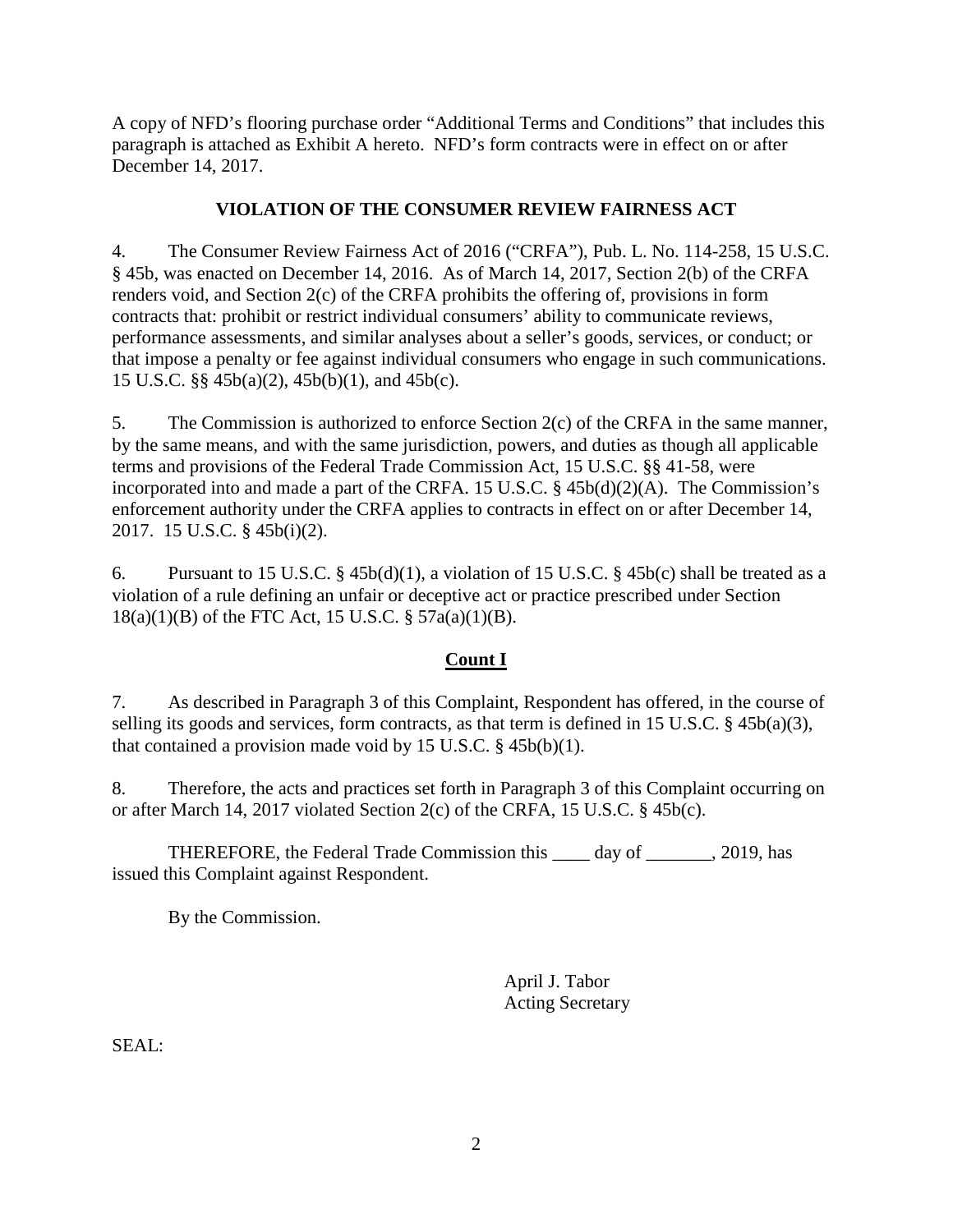A copy of NFD's flooring purchase order "Additional Terms and Conditions" that includes this paragraph is attached as Exhibit A hereto. NFD's form contracts were in effect on or after December 14, 2017.

## VIOLATION OF THE CONSUMER REVIEW FAIRNESS ACT

4. The Consumer Review Fairness Act of 2016 ("CRFA"), Pub. L. No. 114-258, 15 U.S.C. § 45b, was enacted on December 14, 2016. As of March 14, 2017, Section 2(b) of the CRFA renders void, and Section 2(c) of the CRFA prohibits the offering of, provisions in form contracts that: prohibit or restrict individual consumers' ability to communicate reviews, performance assessments, and similar analyses about a seller's goods, services, or conduct; or that impose a penalty or fee against individual consumers who engage in such communications. 15 U.S.C. §§ 45b(a)(2), 45b(b)(1), and 45b(c).

5. The Commission is authorized to enforce Section 2(c) of the CRFA in the same manner, by the same means, and with the same jurisdiction, powers, and duties as though all applicable terms and provisions of the Federal Trade Commission Act, 15 U.S.C. §§ 41-58, were incorporated into and made a part of the CRFA. 15 U.S.C. § 45b(d)(2)(A). The Commission's enforcement authority under the CRFA applies to contracts in effect on or after December 14, 2017. 15 U.S.C. § 45b(i)(2).

6. Pursuant to 15 U.S.C. § 45b(d)(1), a violation of 15 U.S.C. § 45b(c) shall be treated as a violation of a rule defining an unfair or deceptive act or practice prescribed under Section 18(a)(1)(B) of the FTC Act, 15 U.S.C. § 57a(a)(1)(B).

## Count I

7. As described in Paragraph 3 of this Complaint, Respondent has offered, in the course of selling its goods and services, form contracts, as that term is defined in 15 U.S.C. § 45b(a)(3), that contained a provision made void by 15 U.S.C. § 45b(b)(1).

8. Therefore, the acts and practices set forth in Paragraph 3 of this Complaint occurring on or after March 14, 2017 violated Section 2(c) of the CRFA, 15 U.S.C. § 45b(c).

THEREFORE, the Federal Trade Commission this ____ day of _______, 2019, has issued this Complaint against Respondent.

By the Commission.

April J. Tabor
Acting Secretary

SEAL: